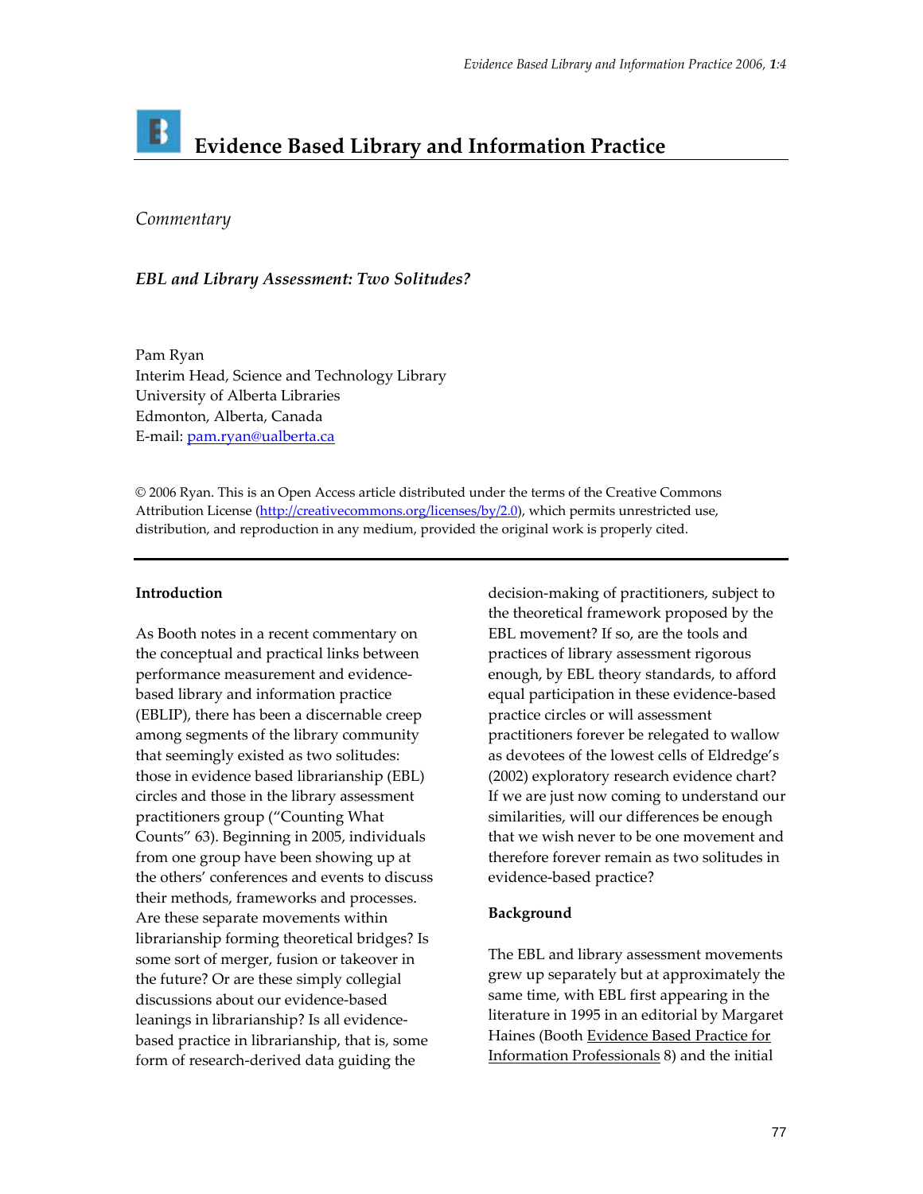# Evidence Based Library and Information Practice

*Commentary*

***EBL and Library Assessment: Two Solitudes?***

Pam Ryan
Interim Head, Science and Technology Library
University of Alberta Libraries
Edmonton, Alberta, Canada
E-mail: pam.ryan@ualberta.ca

© 2006 Ryan. This is an Open Access article distributed under the terms of the Creative Commons Attribution License (http://creativecommons.org/licenses/by/2.0), which permits unrestricted use, distribution, and reproduction in any medium, provided the original work is properly cited.

---

**Introduction**

As Booth notes in a recent commentary on the conceptual and practical links between performance measurement and evidence-based library and information practice (EBLIP), there has been a discernable creep among segments of the library community that seemingly existed as two solitudes: those in evidence based librarianship (EBL) circles and those in the library assessment practitioners group ("Counting What Counts" 63). Beginning in 2005, individuals from one group have been showing up at the others' conferences and events to discuss their methods, frameworks and processes. Are these separate movements within librarianship forming theoretical bridges? Is some sort of merger, fusion or takeover in the future? Or are these simply collegial discussions about our evidence-based leanings in librarianship? Is all evidence-based practice in librarianship, that is, some form of research-derived data guiding the decision-making of practitioners, subject to the theoretical framework proposed by the EBL movement? If so, are the tools and practices of library assessment rigorous enough, by EBL theory standards, to afford equal participation in these evidence-based practice circles or will assessment practitioners forever be relegated to wallow as devotees of the lowest cells of Eldredge's (2002) exploratory research evidence chart? If we are just now coming to understand our similarities, will our differences be enough that we wish never to be one movement and therefore forever remain as two solitudes in evidence-based practice?

**Background**

The EBL and library assessment movements grew up separately but at approximately the same time, with EBL first appearing in the literature in 1995 in an editorial by Margaret Haines (Booth Evidence Based Practice for Information Professionals 8) and the initial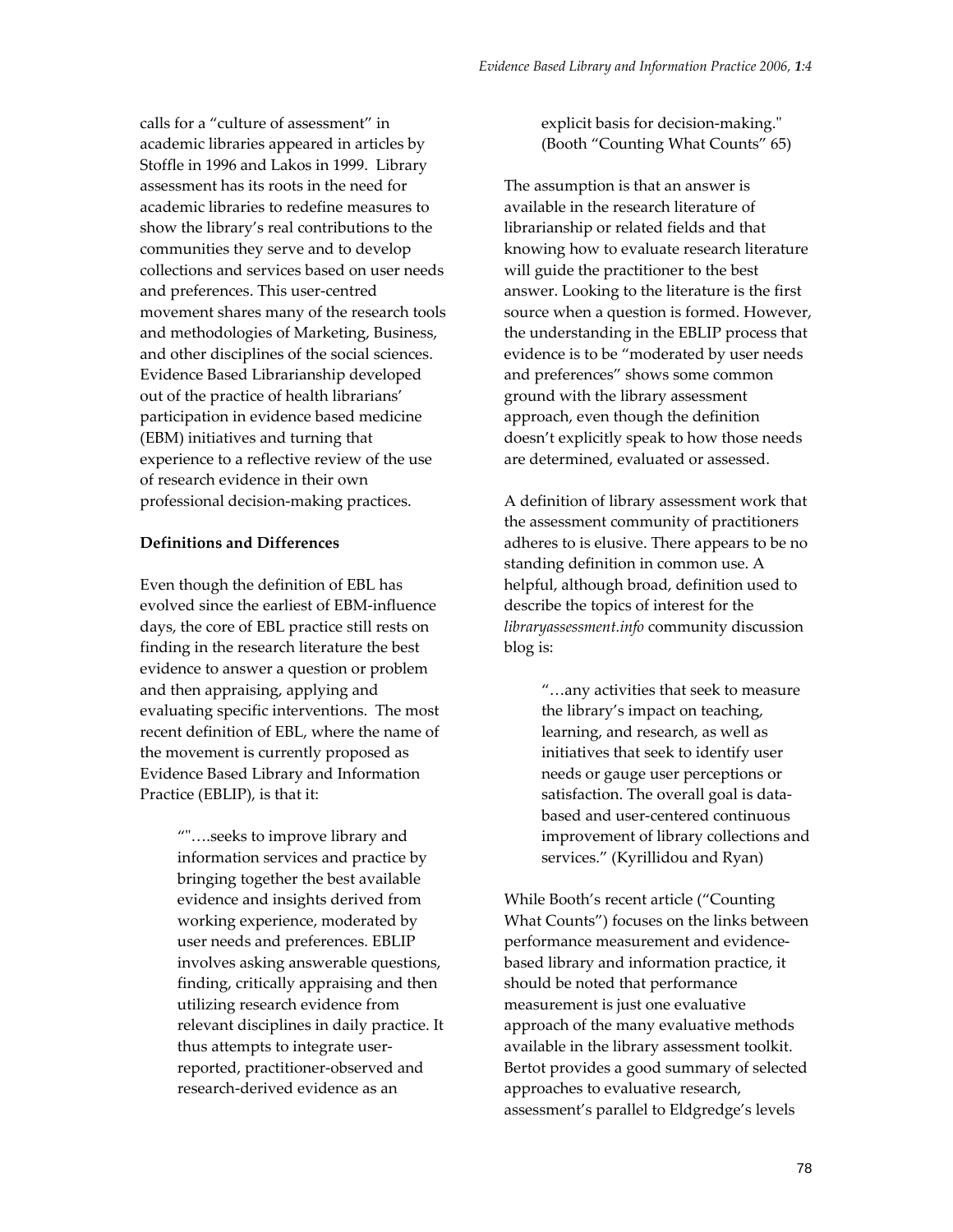calls for a "culture of assessment" in academic libraries appeared in articles by Stoffle in 1996 and Lakos in 1999. Library assessment has its roots in the need for academic libraries to redefine measures to show the library's real contributions to the communities they serve and to develop collections and services based on user needs and preferences. This user-centred movement shares many of the research tools and methodologies of Marketing, Business, and other disciplines of the social sciences. Evidence Based Librarianship developed out of the practice of health librarians' participation in evidence based medicine (EBM) initiatives and turning that experience to a reflective review of the use of research evidence in their own professional decision-making practices.

**Definitions and Differences**

Even though the definition of EBL has evolved since the earliest of EBM-influence days, the core of EBL practice still rests on finding in the research literature the best evidence to answer a question or problem and then appraising, applying and evaluating specific interventions. The most recent definition of EBL, where the name of the movement is currently proposed as Evidence Based Library and Information Practice (EBLIP), is that it:

> ""….seeks to improve library and information services and practice by bringing together the best available evidence and insights derived from working experience, moderated by user needs and preferences. EBLIP involves asking answerable questions, finding, critically appraising and then utilizing research evidence from relevant disciplines in daily practice. It thus attempts to integrate user-reported, practitioner-observed and research-derived evidence as an explicit basis for decision-making." (Booth "Counting What Counts" 65)

The assumption is that an answer is available in the research literature of librarianship or related fields and that knowing how to evaluate research literature will guide the practitioner to the best answer. Looking to the literature is the first source when a question is formed. However, the understanding in the EBLIP process that evidence is to be "moderated by user needs and preferences" shows some common ground with the library assessment approach, even though the definition doesn't explicitly speak to how those needs are determined, evaluated or assessed.

A definition of library assessment work that the assessment community of practitioners adheres to is elusive. There appears to be no standing definition in common use. A helpful, although broad, definition used to describe the topics of interest for the *libraryassessment.info* community discussion blog is:

> "…any activities that seek to measure the library's impact on teaching, learning, and research, as well as initiatives that seek to identify user needs or gauge user perceptions or satisfaction. The overall goal is data-based and user-centered continuous improvement of library collections and services." (Kyrillidou and Ryan)

While Booth's recent article ("Counting What Counts") focuses on the links between performance measurement and evidence-based library and information practice, it should be noted that performance measurement is just one evaluative approach of the many evaluative methods available in the library assessment toolkit. Bertot provides a good summary of selected approaches to evaluative research, assessment's parallel to Eldgredge's levels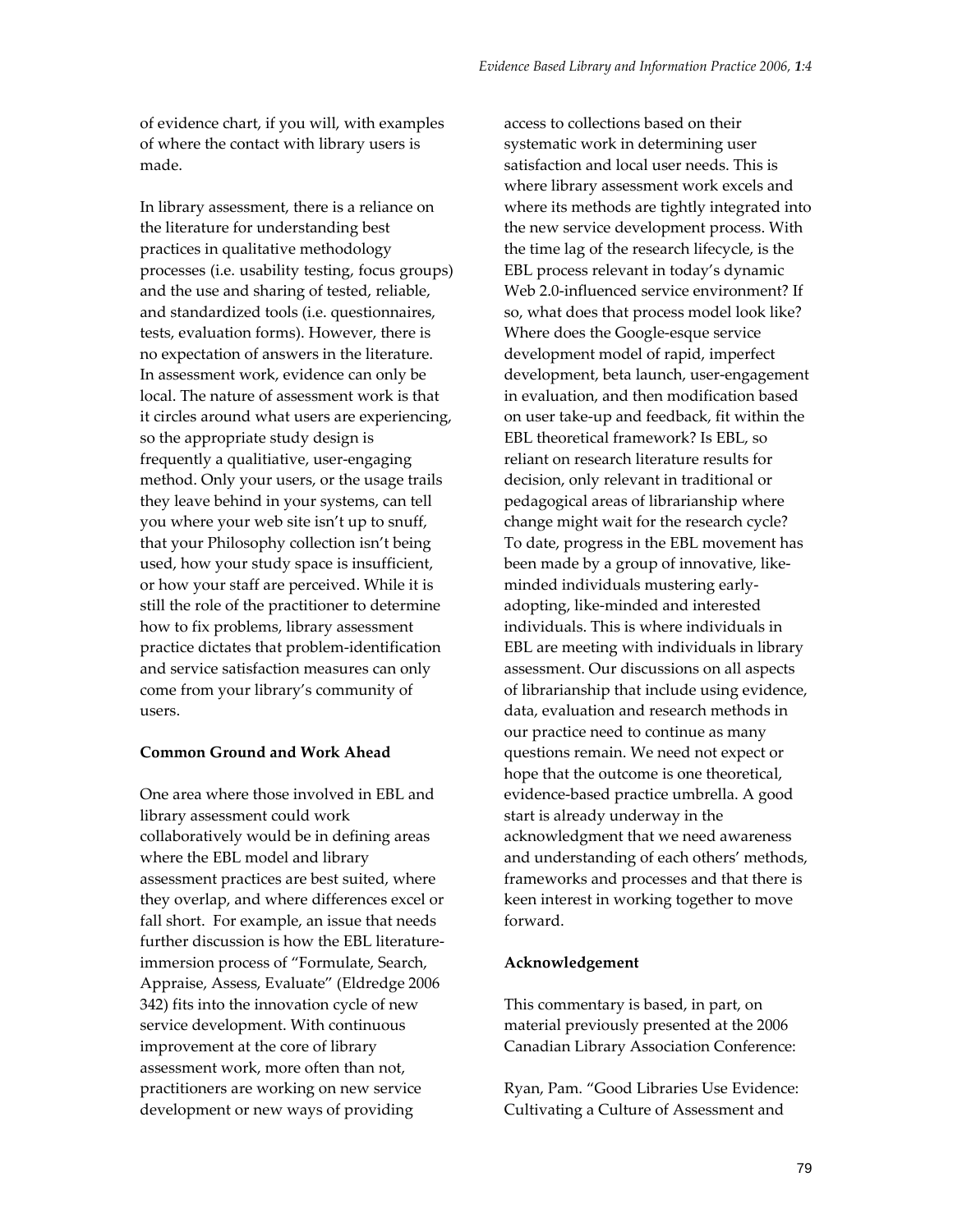of evidence chart, if you will, with examples of where the contact with library users is made.

In library assessment, there is a reliance on the literature for understanding best practices in qualitative methodology processes (i.e. usability testing, focus groups) and the use and sharing of tested, reliable, and standardized tools (i.e. questionnaires, tests, evaluation forms). However, there is no expectation of answers in the literature. In assessment work, evidence can only be local. The nature of assessment work is that it circles around what users are experiencing, so the appropriate study design is frequently a qualitiative, user-engaging method. Only your users, or the usage trails they leave behind in your systems, can tell you where your web site isn't up to snuff, that your Philosophy collection isn't being used, how your study space is insufficient, or how your staff are perceived. While it is still the role of the practitioner to determine how to fix problems, library assessment practice dictates that problem-identification and service satisfaction measures can only come from your library's community of users.

**Common Ground and Work Ahead**

One area where those involved in EBL and library assessment could work collaboratively would be in defining areas where the EBL model and library assessment practices are best suited, where they overlap, and where differences excel or fall short. For example, an issue that needs further discussion is how the EBL literature-immersion process of "Formulate, Search, Appraise, Assess, Evaluate" (Eldredge 2006 342) fits into the innovation cycle of new service development. With continuous improvement at the core of library assessment work, more often than not, practitioners are working on new service development or new ways of providing access to collections based on their systematic work in determining user satisfaction and local user needs. This is where library assessment work excels and where its methods are tightly integrated into the new service development process. With the time lag of the research lifecycle, is the EBL process relevant in today's dynamic Web 2.0-influenced service environment? If so, what does that process model look like? Where does the Google-esque service development model of rapid, imperfect development, beta launch, user-engagement in evaluation, and then modification based on user take-up and feedback, fit within the EBL theoretical framework? Is EBL, so reliant on research literature results for decision, only relevant in traditional or pedagogical areas of librarianship where change might wait for the research cycle? To date, progress in the EBL movement has been made by a group of innovative, like-minded individuals mustering early-adopting, like-minded and interested individuals. This is where individuals in EBL are meeting with individuals in library assessment. Our discussions on all aspects of librarianship that include using evidence, data, evaluation and research methods in our practice need to continue as many questions remain. We need not expect or hope that the outcome is one theoretical, evidence-based practice umbrella. A good start is already underway in the acknowledgment that we need awareness and understanding of each others' methods, frameworks and processes and that there is keen interest in working together to move forward.

**Acknowledgement**

This commentary is based, in part, on material previously presented at the 2006 Canadian Library Association Conference:

Ryan, Pam. "Good Libraries Use Evidence: Cultivating a Culture of Assessment and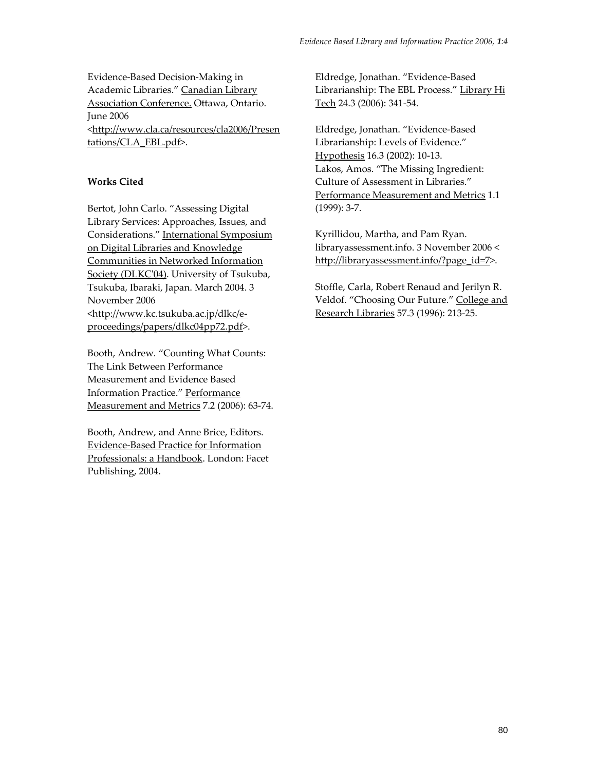Evidence-Based Decision-Making in Academic Libraries." Canadian Library Association Conference. Ottawa, Ontario. June 2006 <http://www.cla.ca/resources/cla2006/Presentations/CLA_EBL.pdf>.

**Works Cited**

Bertot, John Carlo. "Assessing Digital Library Services: Approaches, Issues, and Considerations." International Symposium on Digital Libraries and Knowledge Communities in Networked Information Society (DLKC'04). University of Tsukuba, Tsukuba, Ibaraki, Japan. March 2004. 3 November 2006 <http://www.kc.tsukuba.ac.jp/dlkc/e-proceedings/papers/dlkc04pp72.pdf>.

Booth, Andrew. "Counting What Counts: The Link Between Performance Measurement and Evidence Based Information Practice." Performance Measurement and Metrics 7.2 (2006): 63-74.

Booth, Andrew, and Anne Brice, Editors. Evidence-Based Practice for Information Professionals: a Handbook. London: Facet Publishing, 2004.

Eldredge, Jonathan. "Evidence-Based Librarianship: The EBL Process." Library Hi Tech 24.3 (2006): 341-54.

Eldredge, Jonathan. "Evidence-Based Librarianship: Levels of Evidence." Hypothesis 16.3 (2002): 10-13.
Lakos, Amos. "The Missing Ingredient: Culture of Assessment in Libraries." Performance Measurement and Metrics 1.1 (1999): 3-7.

Kyrillidou, Martha, and Pam Ryan. libraryassessment.info. 3 November 2006 < http://libraryassessment.info/?page_id=7>.

Stoffle, Carla, Robert Renaud and Jerilyn R. Veldof. "Choosing Our Future." College and Research Libraries 57.3 (1996): 213-25.